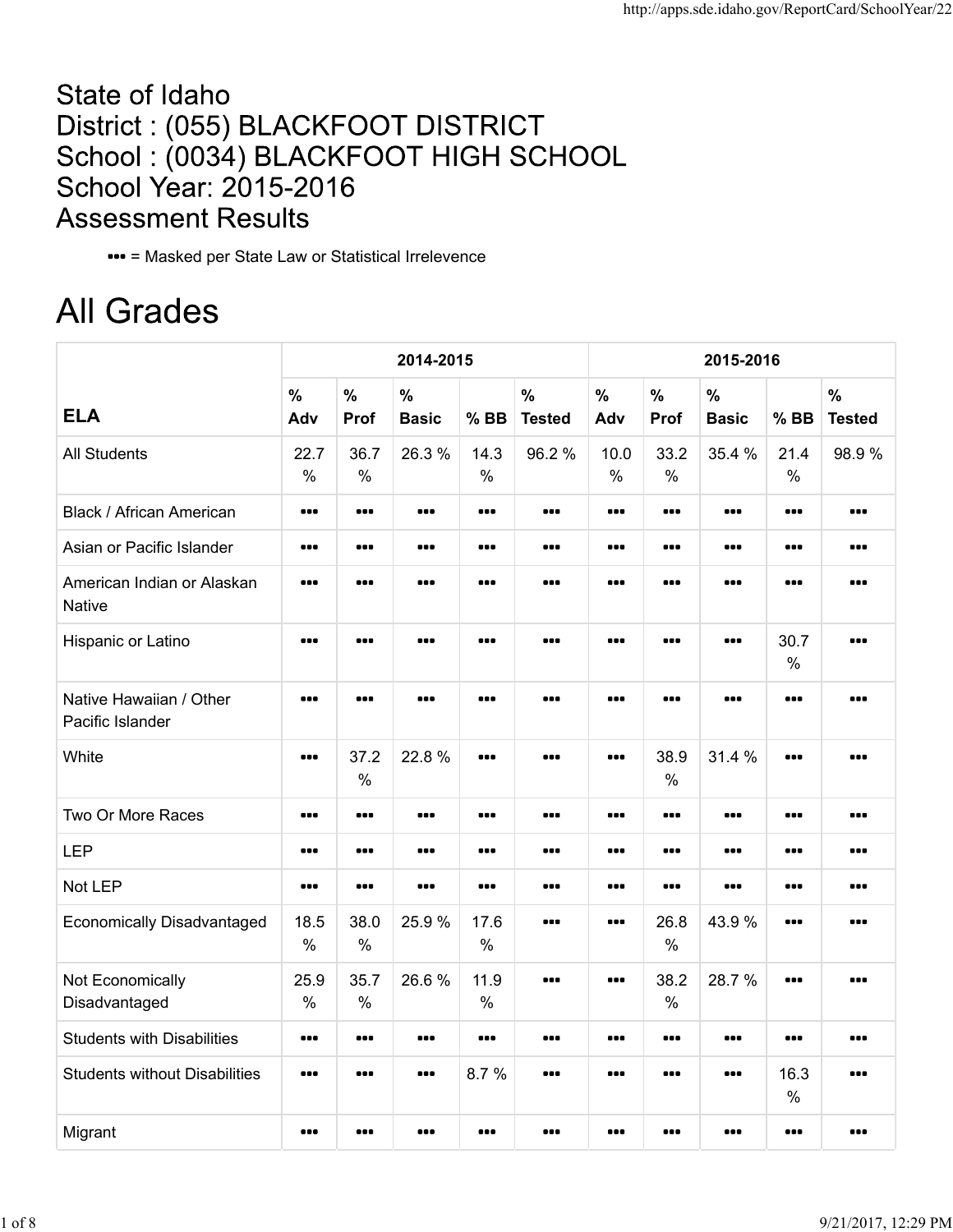# State of Idaho
# District : (055) BLACKFOOT DISTRICT
# School : (0034) BLACKFOOT HIGH SCHOOL
# School Year: 2015-2016
# Assessment Results

••• = Masked per State Law or Statistical Irrelevence

# All Grades

| | 2014-2015 | | | | | 2015-2016 | | | | |
|---|---|---|---|---|---|---|---|---|---|---|
| **ELA** | % Adv | % Prof | % Basic | % BB | % Tested | % Adv | % Prof | % Basic | % BB | % Tested |
| All Students | 22.7 % | 36.7 % | 26.3 % | 14.3 % | 96.2 % | 10.0 % | 33.2 % | 35.4 % | 21.4 % | 98.9 % |
| Black / African American | ••• | ••• | ••• | ••• | ••• | ••• | ••• | ••• | ••• | ••• |
| Asian or Pacific Islander | ••• | ••• | ••• | ••• | ••• | ••• | ••• | ••• | ••• | ••• |
| American Indian or Alaskan Native | ••• | ••• | ••• | ••• | ••• | ••• | ••• | ••• | ••• | ••• |
| Hispanic or Latino | ••• | ••• | ••• | ••• | ••• | ••• | ••• | ••• | 30.7 % | ••• |
| Native Hawaiian / Other Pacific Islander | ••• | ••• | ••• | ••• | ••• | ••• | ••• | ••• | ••• | ••• |
| White | ••• | 37.2 % | 22.8 % | ••• | ••• | ••• | 38.9 % | 31.4 % | ••• | ••• |
| Two Or More Races | ••• | ••• | ••• | ••• | ••• | ••• | ••• | ••• | ••• | ••• |
| LEP | ••• | ••• | ••• | ••• | ••• | ••• | ••• | ••• | ••• | ••• |
| Not LEP | ••• | ••• | ••• | ••• | ••• | ••• | ••• | ••• | ••• | ••• |
| Economically Disadvantaged | 18.5 % | 38.0 % | 25.9 % | 17.6 % | ••• | ••• | 26.8 % | 43.9 % | ••• | ••• |
| Not Economically Disadvantaged | 25.9 % | 35.7 % | 26.6 % | 11.9 % | ••• | ••• | 38.2 % | 28.7 % | ••• | ••• |
| Students with Disabilities | ••• | ••• | ••• | ••• | ••• | ••• | ••• | ••• | ••• | ••• |
| Students without Disabilities | ••• | ••• | ••• | 8.7 % | ••• | ••• | ••• | ••• | 16.3 % | ••• |
| Migrant | ••• | ••• | ••• | ••• | ••• | ••• | ••• | ••• | ••• | ••• |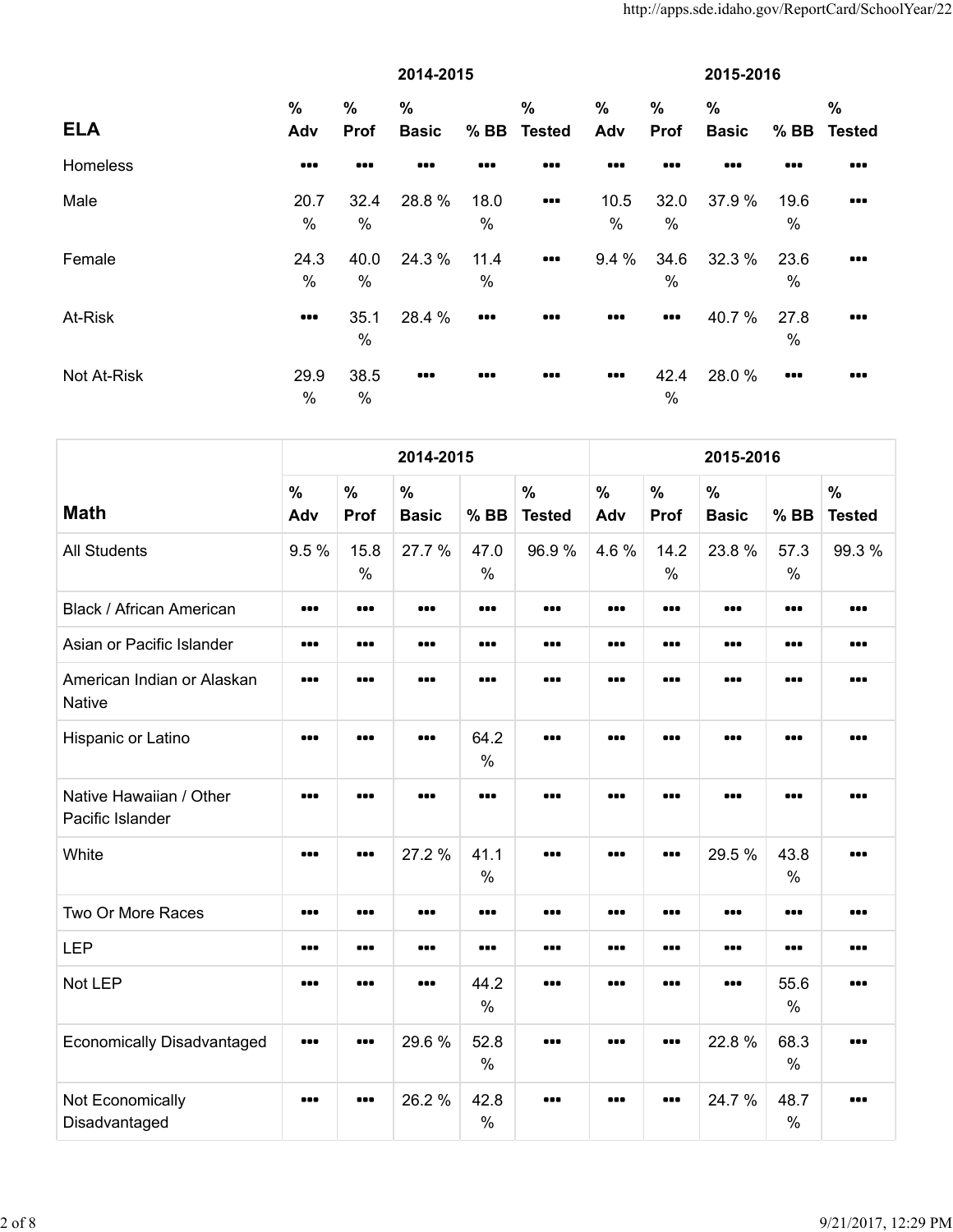| ELA | 2014-2015 | | | | | 2015-2016 | | | | |
|---|---|---|---|---|---|---|---|---|---|---|
| | % Adv | % Prof | % Basic | % BB | % Tested | % Adv | % Prof | % Basic | % BB | % Tested |
| Homeless | ••• | ••• | ••• | ••• | ••• | ••• | ••• | ••• | ••• | ••• |
| Male | 20.7 % | 32.4 % | 28.8 % | 18.0 % | ••• | 10.5 % | 32.0 % | 37.9 % | 19.6 % | ••• |
| Female | 24.3 % | 40.0 % | 24.3 % | 11.4 % | ••• | 9.4 % | 34.6 % | 32.3 % | 23.6 % | ••• |
| At-Risk | ••• | 35.1 % | 28.4 % | ••• | ••• | ••• | ••• | 40.7 % | 27.8 % | ••• |
| Not At-Risk | 29.9 % | 38.5 % | ••• | ••• | ••• | ••• | 42.4 % | 28.0 % | ••• | ••• |

| Math | 2014-2015 | | | | | 2015-2016 | | | | |
|---|---|---|---|---|---|---|---|---|---|---|
| | % Adv | % Prof | % Basic | % BB | % Tested | % Adv | % Prof | % Basic | % BB | % Tested |
| All Students | 9.5 % | 15.8 % | 27.7 % | 47.0 % | 96.9 % | 4.6 % | 14.2 % | 23.8 % | 57.3 % | 99.3 % |
| Black / African American | ••• | ••• | ••• | ••• | ••• | ••• | ••• | ••• | ••• | ••• |
| Asian or Pacific Islander | ••• | ••• | ••• | ••• | ••• | ••• | ••• | ••• | ••• | ••• |
| American Indian or Alaskan Native | ••• | ••• | ••• | ••• | ••• | ••• | ••• | ••• | ••• | ••• |
| Hispanic or Latino | ••• | ••• | ••• | 64.2 % | ••• | ••• | ••• | ••• | ••• | ••• |
| Native Hawaiian / Other Pacific Islander | ••• | ••• | ••• | ••• | ••• | ••• | ••• | ••• | ••• | ••• |
| White | ••• | ••• | 27.2 % | 41.1 % | ••• | ••• | ••• | 29.5 % | 43.8 % | ••• |
| Two Or More Races | ••• | ••• | ••• | ••• | ••• | ••• | ••• | ••• | ••• | ••• |
| LEP | ••• | ••• | ••• | ••• | ••• | ••• | ••• | ••• | ••• | ••• |
| Not LEP | ••• | ••• | ••• | 44.2 % | ••• | ••• | ••• | ••• | 55.6 % | ••• |
| Economically Disadvantaged | ••• | ••• | 29.6 % | 52.8 % | ••• | ••• | ••• | 22.8 % | 68.3 % | ••• |
| Not Economically Disadvantaged | ••• | ••• | 26.2 % | 42.8 % | ••• | ••• | ••• | 24.7 % | 48.7 % | ••• |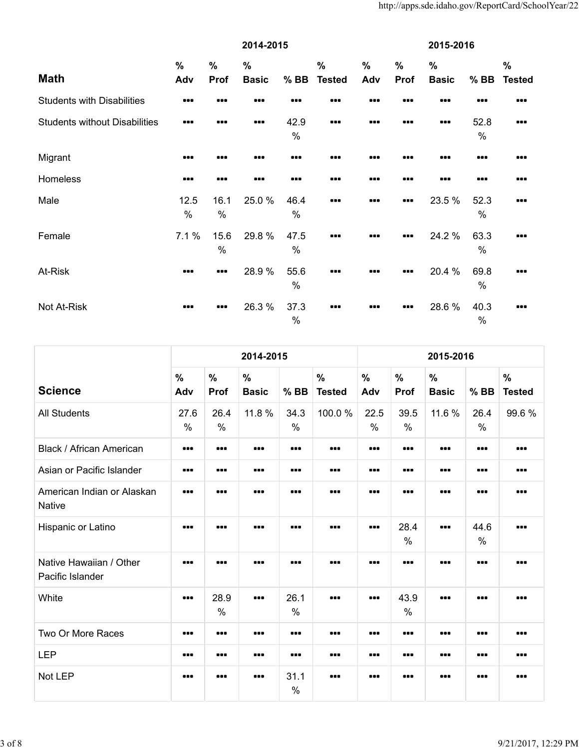| Math | 2014-2015 | | | | | 2015-2016 | | | | |
|---|---|---|---|---|---|---|---|---|---|---|
| | % Adv | % Prof | % Basic | % BB | % Tested | % Adv | % Prof | % Basic | % BB | % Tested |
| Students with Disabilities | ▪▪▪ | ▪▪▪ | ▪▪▪ | ▪▪▪ | ▪▪▪ | ▪▪▪ | ▪▪▪ | ▪▪▪ | ▪▪▪ | ▪▪▪ |
| Students without Disabilities | ▪▪▪ | ▪▪▪ | ▪▪▪ | 42.9 % | ▪▪▪ | ▪▪▪ | ▪▪▪ | ▪▪▪ | 52.8 % | ▪▪▪ |
| Migrant | ▪▪▪ | ▪▪▪ | ▪▪▪ | ▪▪▪ | ▪▪▪ | ▪▪▪ | ▪▪▪ | ▪▪▪ | ▪▪▪ | ▪▪▪ |
| Homeless | ▪▪▪ | ▪▪▪ | ▪▪▪ | ▪▪▪ | ▪▪▪ | ▪▪▪ | ▪▪▪ | ▪▪▪ | ▪▪▪ | ▪▪▪ |
| Male | 12.5 % | 16.1 % | 25.0 % | 46.4 % | ▪▪▪ | ▪▪▪ | ▪▪▪ | 23.5 % | 52.3 % | ▪▪▪ |
| Female | 7.1 % | 15.6 % | 29.8 % | 47.5 % | ▪▪▪ | ▪▪▪ | ▪▪▪ | 24.2 % | 63.3 % | ▪▪▪ |
| At-Risk | ▪▪▪ | ▪▪▪ | 28.9 % | 55.6 % | ▪▪▪ | ▪▪▪ | ▪▪▪ | 20.4 % | 69.8 % | ▪▪▪ |
| Not At-Risk | ▪▪▪ | ▪▪▪ | 26.3 % | 37.3 % | ▪▪▪ | ▪▪▪ | ▪▪▪ | 28.6 % | 40.3 % | ▪▪▪ |

| Science | 2014-2015 | | | | | 2015-2016 | | | | |
|---|---|---|---|---|---|---|---|---|---|---|
| | % Adv | % Prof | % Basic | % BB | % Tested | % Adv | % Prof | % Basic | % BB | % Tested |
| All Students | 27.6 % | 26.4 % | 11.8 % | 34.3 % | 100.0 % | 22.5 % | 39.5 % | 11.6 % | 26.4 % | 99.6 % |
| Black / African American | ▪▪▪ | ▪▪▪ | ▪▪▪ | ▪▪▪ | ▪▪▪ | ▪▪▪ | ▪▪▪ | ▪▪▪ | ▪▪▪ | ▪▪▪ |
| Asian or Pacific Islander | ▪▪▪ | ▪▪▪ | ▪▪▪ | ▪▪▪ | ▪▪▪ | ▪▪▪ | ▪▪▪ | ▪▪▪ | ▪▪▪ | ▪▪▪ |
| American Indian or Alaskan Native | ▪▪▪ | ▪▪▪ | ▪▪▪ | ▪▪▪ | ▪▪▪ | ▪▪▪ | ▪▪▪ | ▪▪▪ | ▪▪▪ | ▪▪▪ |
| Hispanic or Latino | ▪▪▪ | ▪▪▪ | ▪▪▪ | ▪▪▪ | ▪▪▪ | ▪▪▪ | 28.4 % | ▪▪▪ | 44.6 % | ▪▪▪ |
| Native Hawaiian / Other Pacific Islander | ▪▪▪ | ▪▪▪ | ▪▪▪ | ▪▪▪ | ▪▪▪ | ▪▪▪ | ▪▪▪ | ▪▪▪ | ▪▪▪ | ▪▪▪ |
| White | ▪▪▪ | 28.9 % | ▪▪▪ | 26.1 % | ▪▪▪ | ▪▪▪ | 43.9 % | ▪▪▪ | ▪▪▪ | ▪▪▪ |
| Two Or More Races | ▪▪▪ | ▪▪▪ | ▪▪▪ | ▪▪▪ | ▪▪▪ | ▪▪▪ | ▪▪▪ | ▪▪▪ | ▪▪▪ | ▪▪▪ |
| LEP | ▪▪▪ | ▪▪▪ | ▪▪▪ | ▪▪▪ | ▪▪▪ | ▪▪▪ | ▪▪▪ | ▪▪▪ | ▪▪▪ | ▪▪▪ |
| Not LEP | ▪▪▪ | ▪▪▪ | ▪▪▪ | 31.1 % | ▪▪▪ | ▪▪▪ | ▪▪▪ | ▪▪▪ | ▪▪▪ | ▪▪▪ |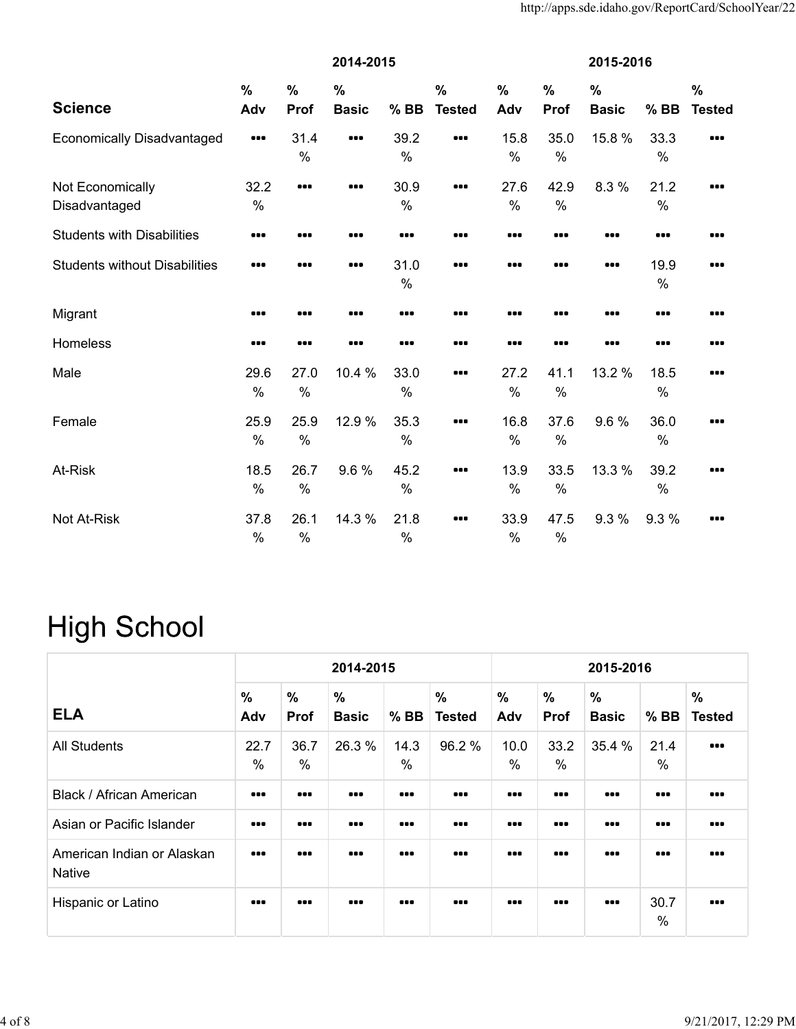| | 2014-2015 | | | | | 2015-2016 | | | | |
|---|---|---|---|---|---|---|---|---|---|---|
| **Science** | % Adv | % Prof | % Basic | % BB | % Tested | % Adv | % Prof | % Basic | % BB | % Tested |
| Economically Disadvantaged | ••• | 31.4 % | ••• | 39.2 % | ••• | 15.8 % | 35.0 % | 15.8 % | 33.3 % | ••• |
| Not Economically Disadvantaged | 32.2 % | ••• | ••• | 30.9 % | ••• | 27.6 % | 42.9 % | 8.3 % | 21.2 % | ••• |
| Students with Disabilities | ••• | ••• | ••• | ••• | ••• | ••• | ••• | ••• | ••• | ••• |
| Students without Disabilities | ••• | ••• | ••• | 31.0 % | ••• | ••• | ••• | ••• | 19.9 % | ••• |
| Migrant | ••• | ••• | ••• | ••• | ••• | ••• | ••• | ••• | ••• | ••• |
| Homeless | ••• | ••• | ••• | ••• | ••• | ••• | ••• | ••• | ••• | ••• |
| Male | 29.6 % | 27.0 % | 10.4 % | 33.0 % | ••• | 27.2 % | 41.1 % | 13.2 % | 18.5 % | ••• |
| Female | 25.9 % | 25.9 % | 12.9 % | 35.3 % | ••• | 16.8 % | 37.6 % | 9.6 % | 36.0 % | ••• |
| At-Risk | 18.5 % | 26.7 % | 9.6 % | 45.2 % | ••• | 13.9 % | 33.5 % | 13.3 % | 39.2 % | ••• |
| Not At-Risk | 37.8 % | 26.1 % | 14.3 % | 21.8 % | ••• | 33.9 % | 47.5 % | 9.3 % | 9.3 % | ••• |

# High School

| | 2014-2015 | | | | | 2015-2016 | | | | |
|---|---|---|---|---|---|---|---|---|---|---|
| **ELA** | % Adv | % Prof | % Basic | % BB | % Tested | % Adv | % Prof | % Basic | % BB | % Tested |
| All Students | 22.7 % | 36.7 % | 26.3 % | 14.3 % | 96.2 % | 10.0 % | 33.2 % | 35.4 % | 21.4 % | ••• |
| Black / African American | ••• | ••• | ••• | ••• | ••• | ••• | ••• | ••• | ••• | ••• |
| Asian or Pacific Islander | ••• | ••• | ••• | ••• | ••• | ••• | ••• | ••• | ••• | ••• |
| American Indian or Alaskan Native | ••• | ••• | ••• | ••• | ••• | ••• | ••• | ••• | ••• | ••• |
| Hispanic or Latino | ••• | ••• | ••• | ••• | ••• | ••• | ••• | ••• | 30.7 % | ••• |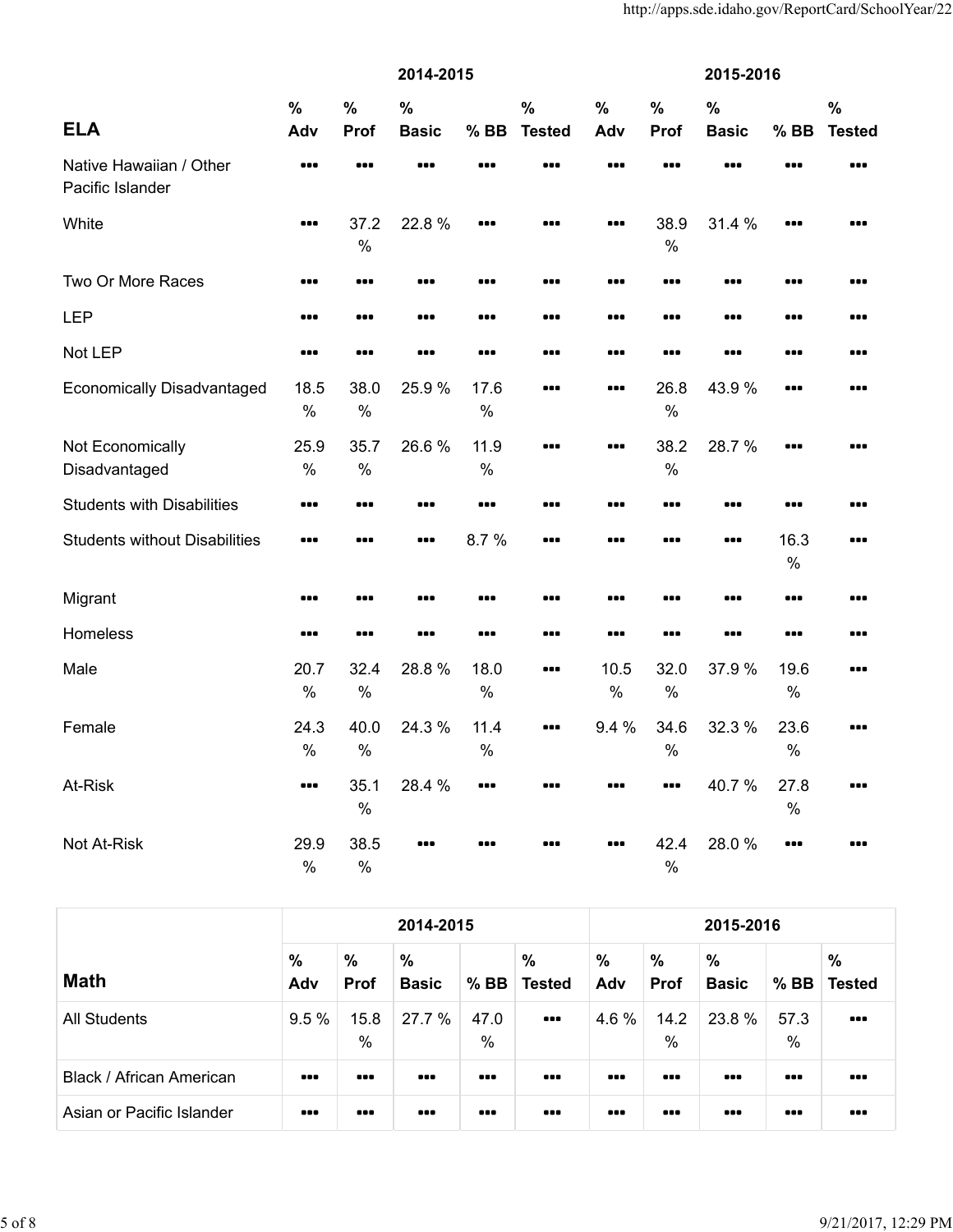| ELA | 2014-2015 % Adv | 2014-2015 % Prof | 2014-2015 % Basic | 2014-2015 % BB | 2014-2015 % Tested | 2015-2016 % Adv | 2015-2016 % Prof | 2015-2016 % Basic | 2015-2016 % BB | 2015-2016 % Tested |
|---|---|---|---|---|---|---|---|---|---|---|
| Native Hawaiian / Other Pacific Islander | ••• | ••• | ••• | ••• | ••• | ••• | ••• | ••• | ••• | ••• |
| White | ••• | 37.2 % | 22.8 % | ••• | ••• | ••• | 38.9 % | 31.4 % | ••• | ••• |
| Two Or More Races | ••• | ••• | ••• | ••• | ••• | ••• | ••• | ••• | ••• | ••• |
| LEP | ••• | ••• | ••• | ••• | ••• | ••• | ••• | ••• | ••• | ••• |
| Not LEP | ••• | ••• | ••• | ••• | ••• | ••• | ••• | ••• | ••• | ••• |
| Economically Disadvantaged | 18.5 % | 38.0 % | 25.9 % | 17.6 % | ••• | ••• | 26.8 % | 43.9 % | ••• | ••• |
| Not Economically Disadvantaged | 25.9 % | 35.7 % | 26.6 % | 11.9 % | ••• | ••• | 38.2 % | 28.7 % | ••• | ••• |
| Students with Disabilities | ••• | ••• | ••• | ••• | ••• | ••• | ••• | ••• | ••• | ••• |
| Students without Disabilities | ••• | ••• | ••• | 8.7 % | ••• | ••• | ••• | ••• | 16.3 % | ••• |
| Migrant | ••• | ••• | ••• | ••• | ••• | ••• | ••• | ••• | ••• | ••• |
| Homeless | ••• | ••• | ••• | ••• | ••• | ••• | ••• | ••• | ••• | ••• |
| Male | 20.7 % | 32.4 % | 28.8 % | 18.0 % | ••• | 10.5 % | 32.0 % | 37.9 % | 19.6 % | ••• |
| Female | 24.3 % | 40.0 % | 24.3 % | 11.4 % | ••• | 9.4 % | 34.6 % | 32.3 % | 23.6 % | ••• |
| At-Risk | ••• | 35.1 % | 28.4 % | ••• | ••• | ••• | ••• | 40.7 % | 27.8 % | ••• |
| Not At-Risk | 29.9 % | 38.5 % | ••• | ••• | ••• | ••• | 42.4 % | 28.0 % | ••• | ••• |

| Math | 2014-2015 % Adv | 2014-2015 % Prof | 2014-2015 % Basic | 2014-2015 % BB | 2014-2015 % Tested | 2015-2016 % Adv | 2015-2016 % Prof | 2015-2016 % Basic | 2015-2016 % BB | 2015-2016 % Tested |
|---|---|---|---|---|---|---|---|---|---|---|
| All Students | 9.5 % | 15.8 % | 27.7 % | 47.0 % | ••• | 4.6 % | 14.2 % | 23.8 % | 57.3 % | ••• |
| Black / African American | ••• | ••• | ••• | ••• | ••• | ••• | ••• | ••• | ••• | ••• |
| Asian or Pacific Islander | ••• | ••• | ••• | ••• | ••• | ••• | ••• | ••• | ••• | ••• |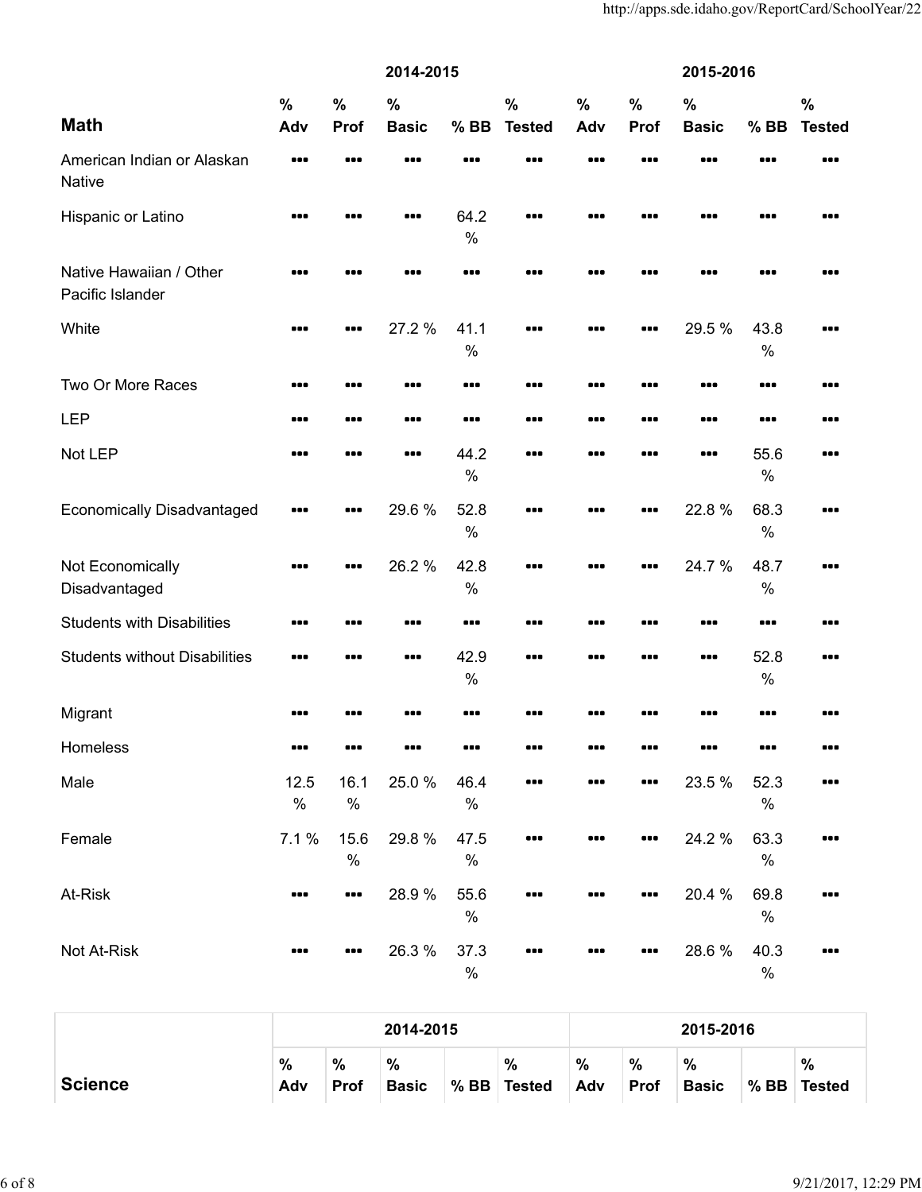| Math | 2014-2015 | | | | | 2015-2016 | | | | |
|---|---|---|---|---|---|---|---|---|---|---|
| | % Adv | % Prof | % Basic | % BB | % Tested | % Adv | % Prof | % Basic | % BB | % Tested |
| American Indian or Alaskan Native | *** | *** | *** | *** | *** | *** | *** | *** | *** | *** |
| Hispanic or Latino | *** | *** | *** | 64.2 % | *** | *** | *** | *** | *** | *** |
| Native Hawaiian / Other Pacific Islander | *** | *** | *** | *** | *** | *** | *** | *** | *** | *** |
| White | *** | *** | 27.2 % | 41.1 % | *** | *** | *** | 29.5 % | 43.8 % | *** |
| Two Or More Races | *** | *** | *** | *** | *** | *** | *** | *** | *** | *** |
| LEP | *** | *** | *** | *** | *** | *** | *** | *** | *** | *** |
| Not LEP | *** | *** | *** | 44.2 % | *** | *** | *** | *** | 55.6 % | *** |
| Economically Disadvantaged | *** | *** | 29.6 % | 52.8 % | *** | *** | *** | 22.8 % | 68.3 % | *** |
| Not Economically Disadvantaged | *** | *** | 26.2 % | 42.8 % | *** | *** | *** | 24.7 % | 48.7 % | *** |
| Students with Disabilities | *** | *** | *** | *** | *** | *** | *** | *** | *** | *** |
| Students without Disabilities | *** | *** | *** | 42.9 % | *** | *** | *** | *** | 52.8 % | *** |
| Migrant | *** | *** | *** | *** | *** | *** | *** | *** | *** | *** |
| Homeless | *** | *** | *** | *** | *** | *** | *** | *** | *** | *** |
| Male | 12.5 % | 16.1 % | 25.0 % | 46.4 % | *** | *** | *** | 23.5 % | 52.3 % | *** |
| Female | 7.1 % | 15.6 % | 29.8 % | 47.5 % | *** | *** | *** | 24.2 % | 63.3 % | *** |
| At-Risk | *** | *** | 28.9 % | 55.6 % | *** | *** | *** | 20.4 % | 69.8 % | *** |
| Not At-Risk | *** | *** | 26.3 % | 37.3 % | *** | *** | *** | 28.6 % | 40.3 % | *** |

| Science | 2014-2015 | | | | | 2015-2016 | | | | |
|---|---|---|---|---|---|---|---|---|---|---|
| | % Adv | % Prof | % Basic | % BB | % Tested | % Adv | % Prof | % Basic | % BB | % Tested |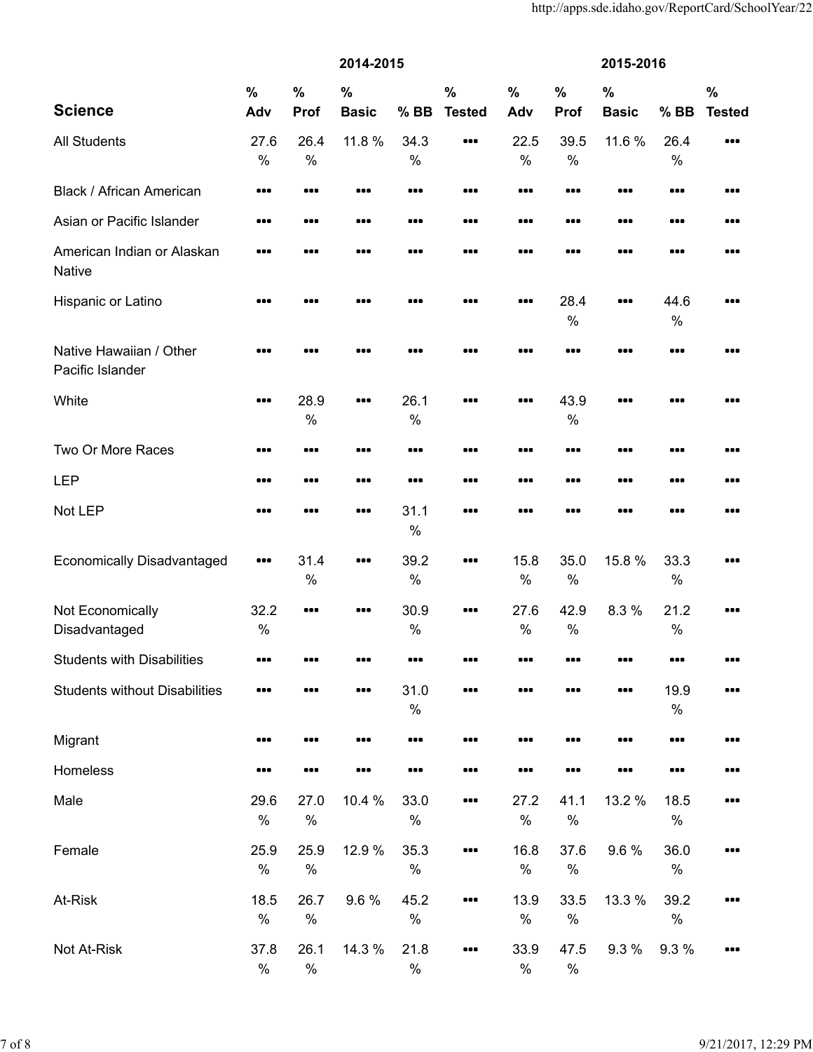| Science | 2014-2015 | | | | | 2015-2016 | | | | |
|---|---|---|---|---|---|---|---|---|---|---|
| | % Adv | % Prof | % Basic | % BB | % Tested | % Adv | % Prof | % Basic | % BB | % Tested |
| All Students | 27.6 % | 26.4 % | 11.8 % | 34.3 % | ••• | 22.5 % | 39.5 % | 11.6 % | 26.4 % | ••• |
| Black / African American | ••• | ••• | ••• | ••• | ••• | ••• | ••• | ••• | ••• | ••• |
| Asian or Pacific Islander | ••• | ••• | ••• | ••• | ••• | ••• | ••• | ••• | ••• | ••• |
| American Indian or Alaskan Native | ••• | ••• | ••• | ••• | ••• | ••• | ••• | ••• | ••• | ••• |
| Hispanic or Latino | ••• | ••• | ••• | ••• | ••• | ••• | 28.4 % | ••• | 44.6 % | ••• |
| Native Hawaiian / Other Pacific Islander | ••• | ••• | ••• | ••• | ••• | ••• | ••• | ••• | ••• | ••• |
| White | ••• | 28.9 % | ••• | 26.1 % | ••• | ••• | 43.9 % | ••• | ••• | ••• |
| Two Or More Races | ••• | ••• | ••• | ••• | ••• | ••• | ••• | ••• | ••• | ••• |
| LEP | ••• | ••• | ••• | ••• | ••• | ••• | ••• | ••• | ••• | ••• |
| Not LEP | ••• | ••• | ••• | 31.1 % | ••• | ••• | ••• | ••• | ••• | ••• |
| Economically Disadvantaged | ••• | 31.4 % | ••• | 39.2 % | ••• | 15.8 % | 35.0 % | 15.8 % | 33.3 % | ••• |
| Not Economically Disadvantaged | 32.2 % | ••• | ••• | 30.9 % | ••• | 27.6 % | 42.9 % | 8.3 % | 21.2 % | ••• |
| Students with Disabilities | ••• | ••• | ••• | ••• | ••• | ••• | ••• | ••• | ••• | ••• |
| Students without Disabilities | ••• | ••• | ••• | 31.0 % | ••• | ••• | ••• | ••• | 19.9 % | ••• |
| Migrant | ••• | ••• | ••• | ••• | ••• | ••• | ••• | ••• | ••• | ••• |
| Homeless | ••• | ••• | ••• | ••• | ••• | ••• | ••• | ••• | ••• | ••• |
| Male | 29.6 % | 27.0 % | 10.4 % | 33.0 % | ••• | 27.2 % | 41.1 % | 13.2 % | 18.5 % | ••• |
| Female | 25.9 % | 25.9 % | 12.9 % | 35.3 % | ••• | 16.8 % | 37.6 % | 9.6 % | 36.0 % | ••• |
| At-Risk | 18.5 % | 26.7 % | 9.6 % | 45.2 % | ••• | 13.9 % | 33.5 % | 13.3 % | 39.2 % | ••• |
| Not At-Risk | 37.8 % | 26.1 % | 14.3 % | 21.8 % | ••• | 33.9 % | 47.5 % | 9.3 % | 9.3 % | ••• |